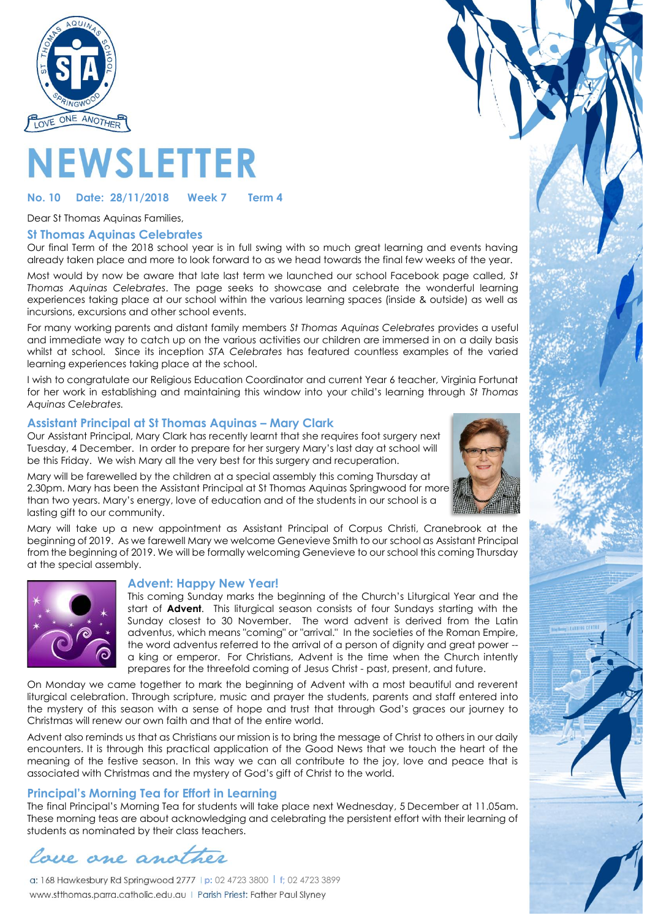# NEWSLETTER

**No. 10  Date: 28/11/2018  Week 7  Term 4**

Dear St Thomas Aquinas Families,

## St Thomas Aquinas Celebrates

Our final Term of the 2018 school year is in full swing with so much great learning and events having already taken place and more to look forward to as we head towards the final few weeks of the year.

Most would by now be aware that late last term we launched our school Facebook page called, *St Thomas Aquinas Celebrates*. The page seeks to showcase and celebrate the wonderful learning experiences taking place at our school within the various learning spaces (inside & outside) as well as incursions, excursions and other school events.

For many working parents and distant family members *St Thomas Aquinas Celebrates* provides a useful and immediate way to catch up on the various activities our children are immersed in on a daily basis whilst at school. Since its inception *STA Celebrates* has featured countless examples of the varied learning experiences taking place at the school.

I wish to congratulate our Religious Education Coordinator and current Year 6 teacher, Virginia Fortunat for her work in establishing and maintaining this window into your child's learning through *St Thomas Aquinas Celebrates.*

## Assistant Principal at St Thomas Aquinas – Mary Clark

Our Assistant Principal, Mary Clark has recently learnt that she requires foot surgery next Tuesday, 4 December. In order to prepare for her surgery Mary's last day at school will be this Friday. We wish Mary all the very best for this surgery and recuperation.

Mary will be farewelled by the children at a special assembly this coming Thursday at 2.30pm. Mary has been the Assistant Principal at St Thomas Aquinas Springwood for more than two years. Mary's energy, love of education and of the students in our school is a lasting gift to our community.

Mary will take up a new appointment as Assistant Principal of Corpus Christi, Cranebrook at the beginning of 2019. As we farewell Mary we welcome Genevieve Smith to our school as Assistant Principal from the beginning of 2019. We will be formally welcoming Genevieve to our school this coming Thursday at the special assembly.

## Advent: Happy New Year!

This coming Sunday marks the beginning of the Church's Liturgical Year and the start of **Advent**. This liturgical season consists of four Sundays starting with the Sunday closest to 30 November. The word advent is derived from the Latin adventus, which means "coming" or "arrival." In the societies of the Roman Empire, the word adventus referred to the arrival of a person of dignity and great power -- a king or emperor. For Christians, Advent is the time when the Church intently prepares for the threefold coming of Jesus Christ - past, present, and future.

On Monday we came together to mark the beginning of Advent with a most beautiful and reverent liturgical celebration. Through scripture, music and prayer the students, parents and staff entered into the mystery of this season with a sense of hope and trust that through God's graces our journey to Christmas will renew our own faith and that of the entire world.

Advent also reminds us that as Christians our mission is to bring the message of Christ to others in our daily encounters. It is through this practical application of the Good News that we touch the heart of the meaning of the festive season. In this way we can all contribute to the joy, love and peace that is associated with Christmas and the mystery of God's gift of Christ to the world.

## Principal's Morning Tea for Effort in Learning

The final Principal's Morning Tea for students will take place next Wednesday, 5 December at 11.05am. These morning teas are about acknowledging and celebrating the persistent effort with their learning of students as nominated by their class teachers.

*love one another*

a: 168 Hawkesbury Rd Springwood 2777 | p: 02 4723 3800 | f: 02 4723 3899
www.stthomas.parra.catholic.edu.au | Parish Priest: Father Paul Slyney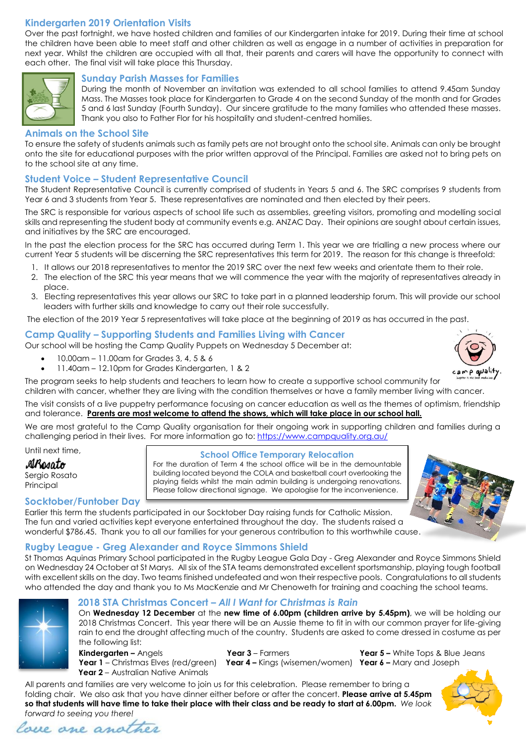## Kindergarten 2019 Orientation Visits

Over the past fortnight, we have hosted children and families of our Kindergarten intake for 2019. During their time at school the children have been able to meet staff and other children as well as engage in a number of activities in preparation for next year. Whilst the children are occupied with all that, their parents and carers will have the opportunity to connect with each other. The final visit will take place this Thursday.

## Sunday Parish Masses for Families

During the month of November an invitation was extended to all school families to attend 9.45am Sunday Mass. The Masses took place for Kindergarten to Grade 4 on the second Sunday of the month and for Grades 5 and 6 last Sunday (Fourth Sunday). Our sincere gratitude to the many families who attended these masses. Thank you also to Father Flor for his hospitality and student-centred homilies.

## Animals on the School Site

To ensure the safety of students animals such as family pets are not brought onto the school site. Animals can only be brought onto the site for educational purposes with the prior written approval of the Principal. Families are asked not to bring pets on to the school site at any time.

## Student Voice – Student Representative Council

The Student Representative Council is currently comprised of students in Years 5 and 6. The SRC comprises 9 students from Year 6 and 3 students from Year 5. These representatives are nominated and then elected by their peers.

The SRC is responsible for various aspects of school life such as assemblies, greeting visitors, promoting and modelling social skills and representing the student body at community events e.g. ANZAC Day. Their opinions are sought about certain issues, and initiatives by the SRC are encouraged.

In the past the election process for the SRC has occurred during Term 1. This year we are trialling a new process where our current Year 5 students will be discerning the SRC representatives this term for 2019. The reason for this change is threefold:

1. It allows our 2018 representatives to mentor the 2019 SRC over the next few weeks and orientate them to their role.
2. The election of the SRC this year means that we will commence the year with the majority of representatives already in place.
3. Electing representatives this year allows our SRC to take part in a planned leadership forum. This will provide our school leaders with further skills and knowledge to carry out their role successfully.

The election of the 2019 Year 5 representatives will take place at the beginning of 2019 as has occurred in the past.

## Camp Quality – Supporting Students and Families Living with Cancer

Our school will be hosting the Camp Quality Puppets on Wednesday 5 December at:

- 10.00am – 11.00am for Grades 3, 4, 5 & 6
- 11.40am – 12.10pm for Grades Kindergarten, 1 & 2

The program seeks to help students and teachers to learn how to create a supportive school community for children with cancer, whether they are living with the condition themselves or have a family member living with cancer.

The visit consists of a live puppetry performance focusing on cancer education as well as the themes of optimism, friendship and tolerance. **Parents are most welcome to attend the shows, which will take place in our school hall.**

We are most grateful to the Camp Quality organisation for their ongoing work in supporting children and families during a challenging period in their lives. For more information go to: https://www.campquality.org.au/

Until next time,

*SRosato*

Sergio Rosato
Principal

### School Office Temporary Relocation

For the duration of Term 4 the school office will be in the demountable building located beyond the COLA and basketball court overlooking the playing fields whilst the main admin building is undergoing renovations. Please follow directional signage. We apologise for the inconvenience.

## Socktober/Funtober Day

Earlier this term the students participated in our Socktober Day raising funds for Catholic Mission. The fun and varied activities kept everyone entertained throughout the day. The students raised a wonderful $786.45. Thank you to all our families for your generous contribution to this worthwhile cause.

## Rugby League - Greg Alexander and Royce Simmons Shield

St Thomas Aquinas Primary School participated in the Rugby League Gala Day - Greg Alexander and Royce Simmons Shield on Wednesday 24 October at St Marys. All six of the STA teams demonstrated excellent sportsmanship, playing tough football with excellent skills on the day. Two teams finished undefeated and won their respective pools. Congratulations to all students who attended the day and thank you to Ms MacKenzie and Mr Chenoweth for training and coaching the school teams.

## 2018 STA Christmas Concert – *All I Want for Christmas is Rain*

On **Wednesday 12 December** at the **new time of 6.00pm (children arrive by 5.45pm)**, we will be holding our 2018 Christmas Concert. This year there will be an Aussie theme to fit in with our common prayer for life-giving rain to end the drought affecting much of the country. Students are asked to come dressed in costume as per the following list:

**Kindergarten** – Angels
**Year 1** – Christmas Elves (red/green)
**Year 2** – Australian Native Animals
**Year 3** – Farmers
**Year 4 –** Kings (wisemen/women)
**Year 5 –** White Tops & Blue Jeans
**Year 6 –** Mary and Joseph

All parents and families are very welcome to join us for this celebration. Please remember to bring a folding chair. We also ask that you have dinner either before or after the concert. **Please arrive at 5.45pm so that students will have time to take their place with their class and be ready to start at 6.00pm.** *We look forward to seeing you there!*

*Love one another*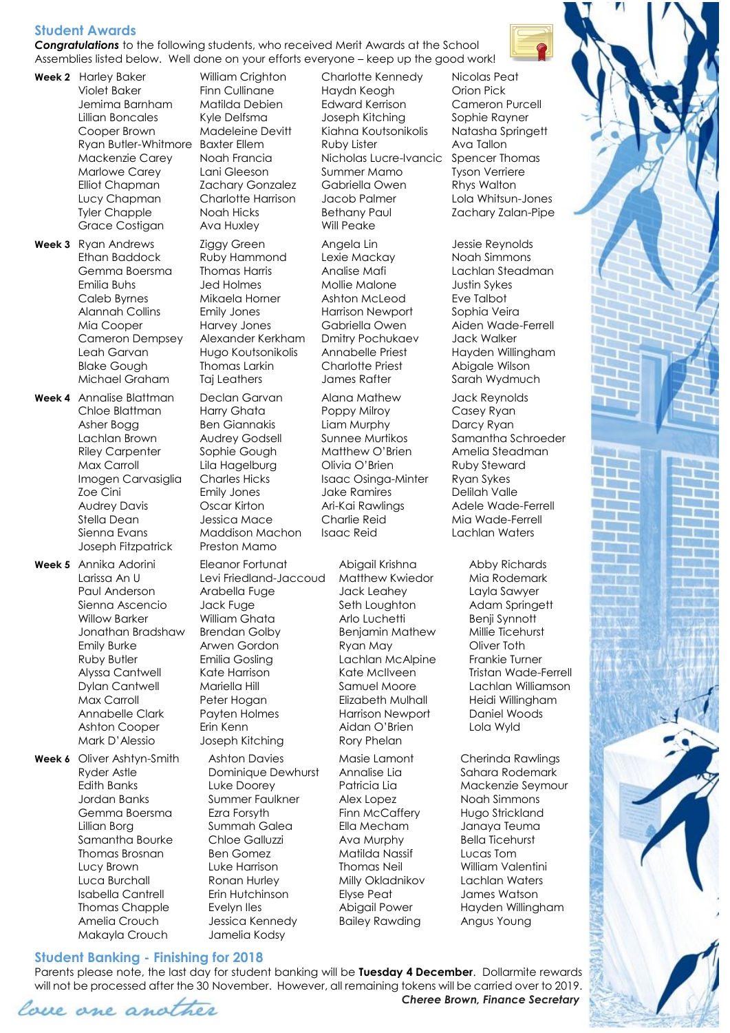## Student Awards

***Congratulations*** to the following students, who received Merit Awards at the School Assemblies listed below. Well done on your efforts everyone – keep up the good work!

**Week 2**
Harley Baker, Violet Baker, Jemima Barnham, Lillian Boncales, Cooper Brown, Ryan Butler-Whitmore, Mackenzie Carey, Marlowe Carey, Elliot Chapman, Lucy Chapman, Tyler Chapple, Grace Costigan, William Crighton, Finn Cullinane, Matilda Debien, Kyle Delfsma, Madeleine Devitt, Baxter Ellem, Noah Francia, Lani Gleeson, Zachary Gonzalez, Charlotte Harrison, Noah Hicks, Ava Huxley, Charlotte Kennedy, Haydn Keogh, Edward Kerrison, Joseph Kitching, Kiahna Koutsonikolis, Ruby Lister, Nicholas Lucre-Ivancic, Summer Mamo, Gabriella Owen, Jacob Palmer, Bethany Paul, Will Peake, Nicolas Peat, Orion Pick, Cameron Purcell, Sophie Rayner, Natasha Springett, Ava Tallon, Spencer Thomas, Tyson Verriere, Rhys Walton, Lola Whitsun-Jones, Zachary Zalan-Pipe

**Week 3**
Ryan Andrews, Ethan Baddock, Gemma Boersma, Emilia Buhs, Caleb Byrnes, Alannah Collins, Mia Cooper, Cameron Dempsey, Leah Garvan, Blake Gough, Michael Graham, Ziggy Green, Ruby Hammond, Thomas Harris, Jed Holmes, Mikaela Horner, Emily Jones, Harvey Jones, Alexander Kerkham, Hugo Koutsonikolis, Thomas Larkin, Taj Leathers, Angela Lin, Lexie Mackay, Analise Mafi, Mollie Malone, Ashton McLeod, Harrison Newport, Gabriella Owen, Dmitry Pochukaev, Annabelle Priest, Charlotte Priest, James Rafter, Jessie Reynolds, Noah Simmons, Lachlan Steadman, Justin Sykes, Eve Talbot, Sophia Veira, Aiden Wade-Ferrell, Jack Walker, Hayden Willingham, Abigale Wilson, Sarah Wydmuch

**Week 4**
Annalise Blattman, Chloe Blattman, Asher Bogg, Lachlan Brown, Riley Carpenter, Max Carroll, Imogen Carvasiglia, Zoe Cini, Audrey Davis, Stella Dean, Sienna Evans, Joseph Fitzpatrick, Declan Garvan, Harry Ghata, Ben Giannakis, Audrey Godsell, Sophie Gough, Lila Hagelburg, Charles Hicks, Emily Jones, Oscar Kirton, Jessica Mace, Maddison Machon, Preston Mamo, Alana Mathew, Poppy Milroy, Liam Murphy, Sunnee Murtikos, Matthew O'Brien, Olivia O'Brien, Isaac Osinga-Minter, Jake Ramires, Ari-Kai Rawlings, Charlie Reid, Isaac Reid, Jack Reynolds, Casey Ryan, Darcy Ryan, Samantha Schroeder, Amelia Steadman, Ruby Steward, Ryan Sykes, Delilah Valle, Adele Wade-Ferrell, Mia Wade-Ferrell, Lachlan Waters

**Week 5**
Annika Adorini, Larissa An U, Paul Anderson, Sienna Ascencio, Willow Barker, Jonathan Bradshaw, Emily Burke, Ruby Butler, Alyssa Cantwell, Dylan Cantwell, Max Carroll, Annabelle Clark, Ashton Cooper, Mark D'Alessio, Eleanor Fortunat, Levi Friedland-Jaccoud, Arabella Fuge, Jack Fuge, William Ghata, Brendan Golby, Arwen Gordon, Emilia Gosling, Kate Harrison, Mariella Hill, Peter Hogan, Payten Holmes, Erin Kenn, Joseph Kitching, Abigail Krishna, Matthew Kwiedor, Jack Leahey, Seth Loughton, Arlo Luchetti, Benjamin Mathew, Ryan May, Lachlan McAlpine, Kate McIlveen, Samuel Moore, Elizabeth Mulhall, Harrison Newport, Aidan O'Brien, Rory Phelan, Abby Richards, Mia Rodemark, Layla Sawyer, Adam Springett, Benji Synnott, Millie Ticehurst, Oliver Toth, Frankie Turner, Tristan Wade-Ferrell, Lachlan Williamson, Heidi Willingham, Daniel Woods, Lola Wyld

**Week 6**
Oliver Ashtyn-Smith, Ryder Astle, Edith Banks, Jordan Banks, Gemma Boersma, Lillian Borg, Samantha Bourke, Thomas Brosnan, Lucy Brown, Luca Burchall, Isabella Cantrell, Thomas Chapple, Amelia Crouch, Makayla Crouch, Ashton Davies, Dominique Dewhurst, Luke Doorey, Summer Faulkner, Ezra Forsyth, Summah Galea, Chloe Galluzzi, Ben Gomez, Luke Harrison, Ronan Hurley, Erin Hutchinson, Evelyn Iles, Jessica Kennedy, Jamelia Kodsy, Masie Lamont, Annalise Lia, Patricia Lia, Alex Lopez, Finn McCaffery, Ella Mecham, Ava Murphy, Matilda Nassif, Thomas Neil, Milly Okladnikov, Elyse Peat, Abigail Power, Bailey Rawding, Cherinda Rawlings, Sahara Rodemark, Mackenzie Seymour, Noah Simmons, Hugo Strickland, Janaya Teuma, Bella Ticehurst, Lucas Tom, William Valentini, Lachlan Waters, James Watson, Hayden Willingham, Angus Young

## Student Banking - Finishing for 2018

Parents please note, the last day for student banking will be **Tuesday 4 December**. Dollarmite rewards will not be processed after the 30 November. However, all remaining tokens will be carried over to 2019.

***Cheree Brown, Finance Secretary***

*love one another*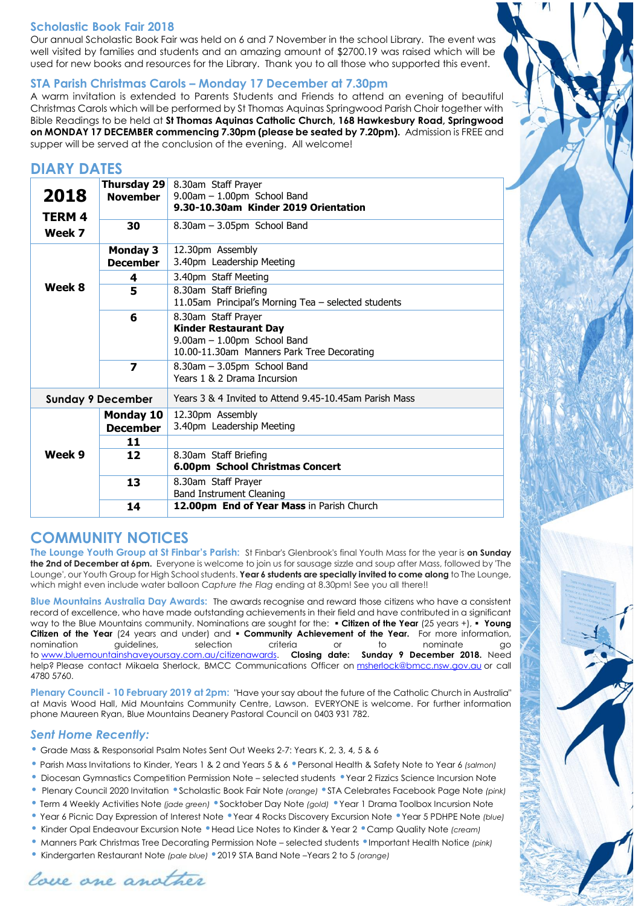## Scholastic Book Fair 2018

Our annual Scholastic Book Fair was held on 6 and 7 November in the school Library. The event was well visited by families and students and an amazing amount of $2700.19 was raised which will be used for new books and resources for the Library. Thank you to all those who supported this event.

## STA Parish Christmas Carols – Monday 17 December at 7.30pm

A warm invitation is extended to Parents Students and Friends to attend an evening of beautiful Christmas Carols which will be performed by St Thomas Aquinas Springwood Parish Choir together with Bible Readings to be held at **St Thomas Aquinas Catholic Church, 168 Hawkesbury Road, Springwood on MONDAY 17 DECEMBER commencing 7.30pm (please be seated by 7.20pm).** Admission is FREE and supper will be served at the conclusion of the evening. All welcome!

# DIARY DATES

| | | |
|---|---|---|
| **2018 TERM 4 Week 7** | **Thursday 29 November** | 8.30am Staff Prayer<br>9.00am – 1.00pm School Band<br>**9.30-10.30am Kinder 2019 Orientation** |
| | **30** | 8.30am – 3.05pm School Band |
| **Week 8** | **Monday 3 December** | 12.30pm Assembly<br>3.40pm Leadership Meeting |
| | **4** | 3.40pm Staff Meeting |
| | **5** | 8.30am Staff Briefing<br>11.05am Principal's Morning Tea – selected students |
| | **6** | 8.30am Staff Prayer<br>**Kinder Restaurant Day**<br>9.00am – 1.00pm School Band<br>10.00-11.30am Manners Park Tree Decorating |
| | **7** | 8.30am – 3.05pm School Band<br>Years 1 & 2 Drama Incursion |
| **Sunday 9 December** | | Years 3 & 4 Invited to Attend 9.45-10.45am Parish Mass |
| **Week 9** | **Monday 10 December** | 12.30pm Assembly<br>3.40pm Leadership Meeting |
| | **11** | |
| | **12** | 8.30am Staff Briefing<br>**6.00pm School Christmas Concert** |
| | **13** | 8.30am Staff Prayer<br>Band Instrument Cleaning |
| | **14** | **12.00pm End of Year Mass** in Parish Church |

# COMMUNITY NOTICES

**The Lounge Youth Group at St Finbar's Parish:** St Finbar's Glenbrook's final Youth Mass for the year is **on Sunday the 2nd of December at 6pm.** Everyone is welcome to join us for sausage sizzle and soup after Mass, followed by 'The Lounge', our Youth Group for High School students. **Year 6 students are specially invited to come along** to The Lounge, which might even include water balloon *Capture the Flag* ending at 8.30pm! See you all there!!

**Blue Mountains Australia Day Awards:** The awards recognise and reward those citizens who have a consistent record of excellence, who have made outstanding achievements in their field and have contributed in a significant way to the Blue Mountains community. Nominations are sought for the: ▪ **Citizen of the Year** (25 years +), ▪ **Young Citizen of the Year** (24 years and under) and ▪ **Community Achievement of the Year.** For more information, nomination guidelines, selection criteria or to nominate go to www.bluemountainshaveyoursay.com.au/citizenawards. **Closing date: Sunday 9 December 2018.** Need help? Please contact Mikaela Sherlock, BMCC Communications Officer on msherlock@bmcc.nsw.gov.au or call 4780 5760.

**Plenary Council - 10 February 2019 at 2pm:** "Have your say about the future of the Catholic Church in Australia" at Mavis Wood Hall, Mid Mountains Community Centre, Lawson. EVERYONE is welcome. For further information phone Maureen Ryan, Blue Mountains Deanery Pastoral Council on 0403 931 782.

### *Sent Home Recently:*

- Grade Mass & Responsorial Psalm Notes Sent Out Weeks 2-7: Years K, 2, 3, 4, 5 & 6
- Parish Mass Invitations to Kinder, Years 1 & 2 and Years 5 & 6 • Personal Health & Safety Note to Year 6 *(salmon)*
- Diocesan Gymnastics Competition Permission Note – selected students • Year 2 Fizzics Science Incursion Note
- Plenary Council 2020 Invitation • Scholastic Book Fair Note *(orange)* • STA Celebrates Facebook Page Note *(pink)*
- Term 4 Weekly Activities Note *(jade green)* • Socktober Day Note *(gold)* • Year 1 Drama Toolbox Incursion Note
- Year 6 Picnic Day Expression of Interest Note • Year 4 Rocks Discovery Excursion Note • Year 5 PDHPE Note *(blue)*
- Kinder Opal Endeavour Excursion Note • Head Lice Notes to Kinder & Year 2 • Camp Quality Note *(cream)*
- Manners Park Christmas Tree Decorating Permission Note – selected students • Important Health Notice *(pink)*
- Kindergarten Restaurant Note *(pale blue)* • 2019 STA Band Note –Years 2 to 5 *(orange)*

*Love one another*